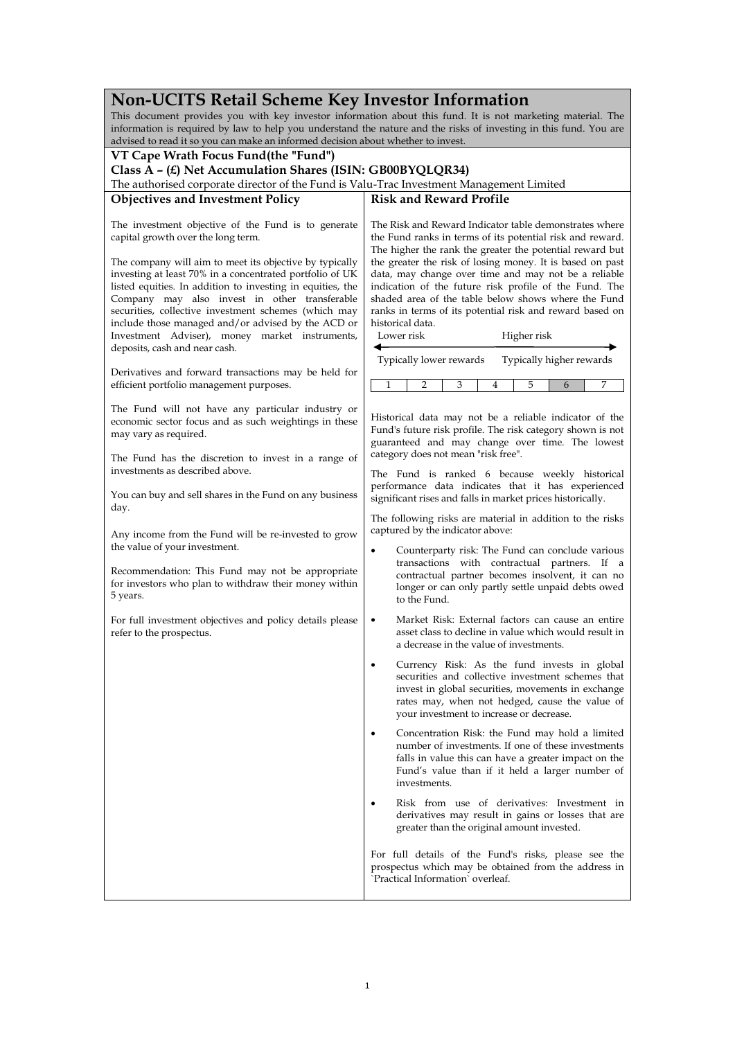# Non-UCITS Retail Scheme Key Investor Information

This document provides you with key investor information about this fund. It is not marketing material. The information is required by law to help you understand the nature and the risks of investing in this fund. You are advised to read it so you can make an informed decision about whether to invest.

**VT Cape Wrath Focus Fund(the "Fund")**

**Class A – (£) Net Accumulation Shares (ISIN: GB00BYQLQR34)**

The authorised corporate director of the Fund is Valu-Trac Investment Management Limited

## Objectives and Investment Policy

The investment objective of the Fund is to generate capital growth over the long term.

The company will aim to meet its objective by typically investing at least 70% in a concentrated portfolio of UK listed equities. In addition to investing in equities, the Company may also invest in other transferable securities, collective investment schemes (which may include those managed and/or advised by the ACD or Investment Adviser), money market instruments, deposits, cash and near cash.

Derivatives and forward transactions may be held for efficient portfolio management purposes.

The Fund will not have any particular industry or economic sector focus and as such weightings in these may vary as required.

The Fund has the discretion to invest in a range of investments as described above.

You can buy and sell shares in the Fund on any business day.

Any income from the Fund will be re-invested to grow the value of your investment.

Recommendation: This Fund may not be appropriate for investors who plan to withdraw their money within 5 years.

For full investment objectives and policy details please refer to the prospectus.

## Risk and Reward Profile

The Risk and Reward Indicator table demonstrates where the Fund ranks in terms of its potential risk and reward. The higher the rank the greater the potential reward but the greater the risk of losing money. It is based on past data, may change over time and may not be a reliable indication of the future risk profile of the Fund. The shaded area of the table below shows where the Fund ranks in terms of its potential risk and reward based on historical data.

Lower risk — Higher risk

Typically lower rewards — Typically higher rewards

| | | | | | | |
|---|---|---|---|---|---|---|
| 1 | 2 | 3 | 4 | 5 | **6** | 7 |

Historical data may not be a reliable indicator of the Fund's future risk profile. The risk category shown is not guaranteed and may change over time. The lowest category does not mean "risk free".

The Fund is ranked 6 because weekly historical performance data indicates that it has experienced significant rises and falls in market prices historically.

The following risks are material in addition to the risks captured by the indicator above:

- Counterparty risk: The Fund can conclude various transactions with contractual partners. If a contractual partner becomes insolvent, it can no longer or can only partly settle unpaid debts owed to the Fund.
- Market Risk: External factors can cause an entire asset class to decline in value which would result in a decrease in the value of investments.
- Currency Risk: As the fund invests in global securities and collective investment schemes that invest in global securities, movements in exchange rates may, when not hedged, cause the value of your investment to increase or decrease.
- Concentration Risk: the Fund may hold a limited number of investments. If one of these investments falls in value this can have a greater impact on the Fund's value than if it held a larger number of investments.
- Risk from use of derivatives: Investment in derivatives may result in gains or losses that are greater than the original amount invested.

For full details of the Fund's risks, please see the prospectus which may be obtained from the address in `Practical Information` overleaf.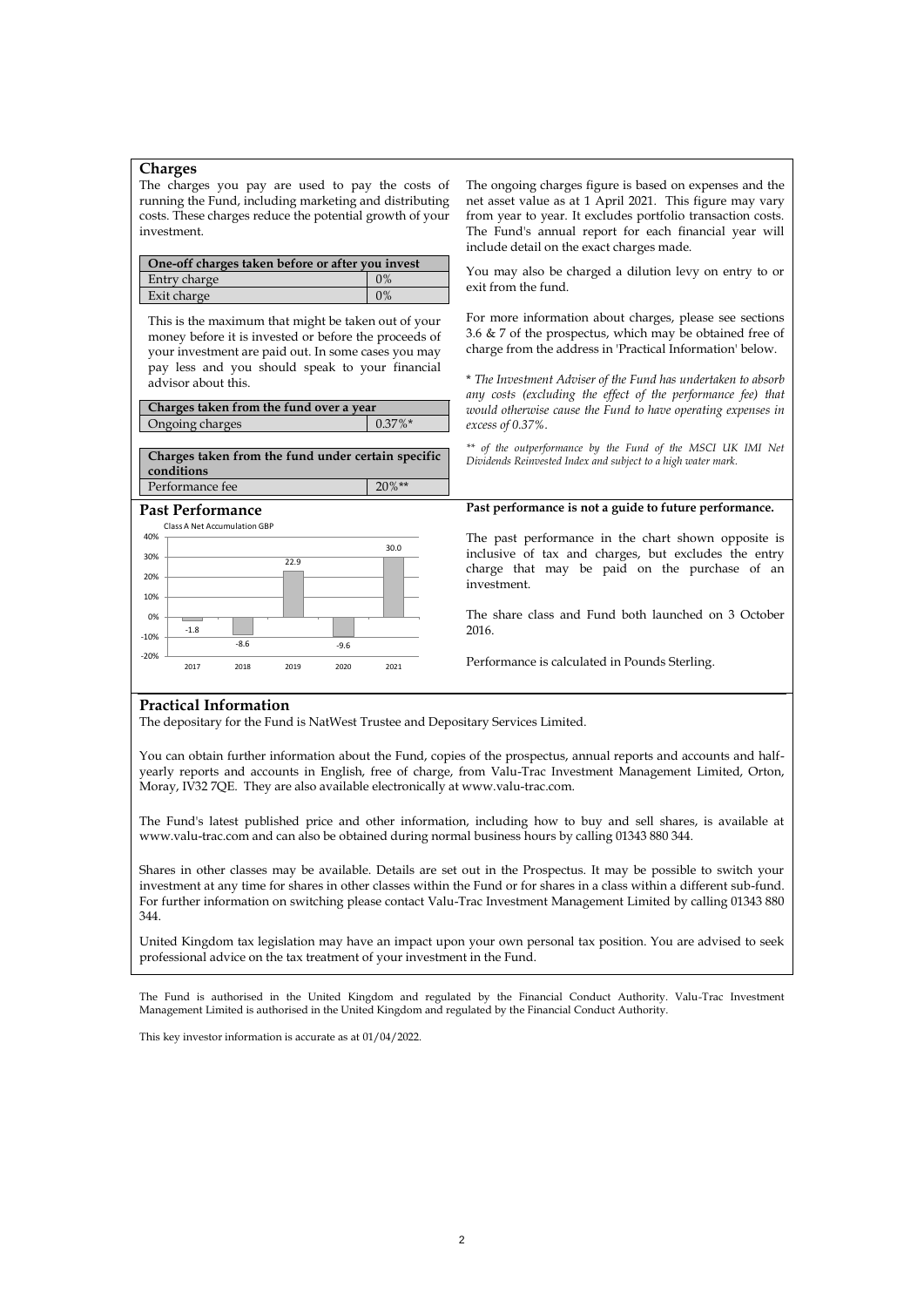## Charges

The charges you pay are used to pay the costs of running the Fund, including marketing and distributing costs. These charges reduce the potential growth of your investment.

| One-off charges taken before or after you invest | |
|---|---|
| Entry charge | 0% |
| Exit charge | 0% |

This is the maximum that might be taken out of your money before it is invested or before the proceeds of your investment are paid out. In some cases you may pay less and you should speak to your financial advisor about this.

| Charges taken from the fund over a year | |
|---|---|
| Ongoing charges | 0.37%* |

| Charges taken from the fund under certain specific conditions | |
|---|---|
| Performance fee | 20%** |

The ongoing charges figure is based on expenses and the net asset value as at 1 April 2021. This figure may vary from year to year. It excludes portfolio transaction costs. The Fund's annual report for each financial year will include detail on the exact charges made.

You may also be charged a dilution levy on entry to or exit from the fund.

For more information about charges, please see sections 3.6 & 7 of the prospectus, which may be obtained free of charge from the address in 'Practical Information' below.

*\* The Investment Adviser of the Fund has undertaken to absorb any costs (excluding the effect of the performance fee) that would otherwise cause the Fund to have operating expenses in excess of 0.37%.*

*\*\* of the outperformance by the Fund of the MSCI UK IMI Net Dividends Reinvested Index and subject to a high water mark.*

## Past Performance

Class A Net Accumulation GBP

40%
30%
20%
10%
0%
-10%
-20%

-1.8
-8.6
22.9
-9.6
30.0

2017
2018
2019
2020
2021

**Past performance is not a guide to future performance.**

The past performance in the chart shown opposite is inclusive of tax and charges, but excludes the entry charge that may be paid on the purchase of an investment.

The share class and Fund both launched on 3 October 2016.

Performance is calculated in Pounds Sterling.

## Practical Information

The depositary for the Fund is NatWest Trustee and Depositary Services Limited.

You can obtain further information about the Fund, copies of the prospectus, annual reports and accounts and half-yearly reports and accounts in English, free of charge, from Valu-Trac Investment Management Limited, Orton, Moray, IV32 7QE. They are also available electronically at www.valu-trac.com.

The Fund's latest published price and other information, including how to buy and sell shares, is available at www.valu-trac.com and can also be obtained during normal business hours by calling 01343 880 344.

Shares in other classes may be available. Details are set out in the Prospectus. It may be possible to switch your investment at any time for shares in other classes within the Fund or for shares in a class within a different sub-fund. For further information on switching please contact Valu-Trac Investment Management Limited by calling 01343 880 344.

United Kingdom tax legislation may have an impact upon your own personal tax position. You are advised to seek professional advice on the tax treatment of your investment in the Fund.

The Fund is authorised in the United Kingdom and regulated by the Financial Conduct Authority. Valu-Trac Investment Management Limited is authorised in the United Kingdom and regulated by the Financial Conduct Authority.

This key investor information is accurate as at 01/04/2022.